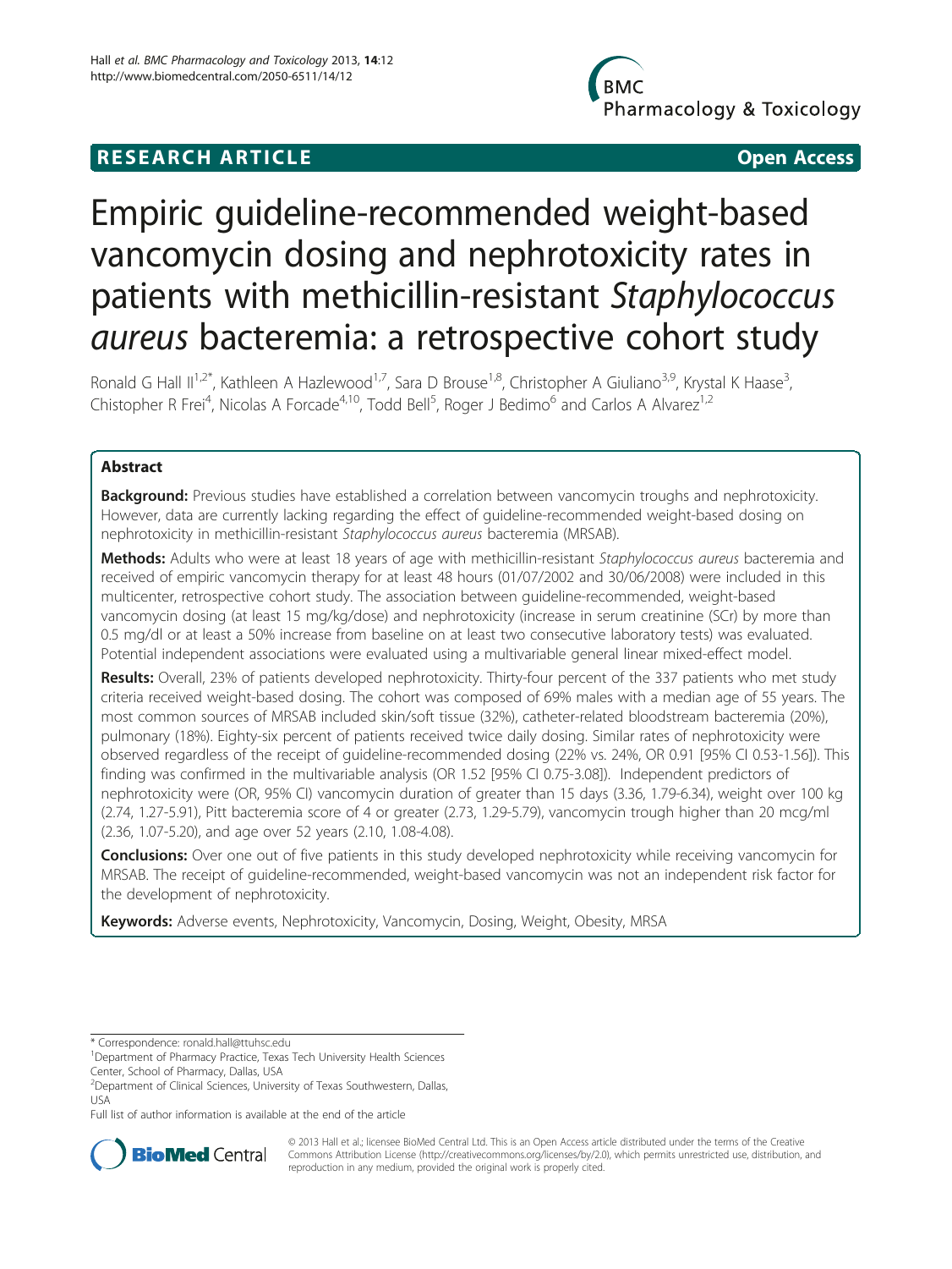RESEARCH ARTICLE Open Access

# Empiric guideline-recommended weight-based vancomycin dosing and nephrotoxicity rates in patients with methicillin-resistant *Staphylococcus aureus* bacteremia: a retrospective cohort study

Ronald G Hall II[1,2*], Kathleen A Hazlewood[1,7], Sara D Brouse[1,8], Christopher A Giuliano[3,9], Krystal K Haase[3], Christopher R Frei[4], Nicolas A Forcade[4,10], Todd Bell[5], Roger J Bedimo[6] and Carlos A Alvarez[1,2]

## Abstract

**Background:** Previous studies have established a correlation between vancomycin troughs and nephrotoxicity. However, data are currently lacking regarding the effect of guideline-recommended weight-based dosing on nephrotoxicity in methicillin-resistant *Staphylococcus aureus* bacteremia (MRSAB).

**Methods:** Adults who were at least 18 years of age with methicillin-resistant *Staphylococcus aureus* bacteremia and received of empiric vancomycin therapy for at least 48 hours (01/07/2002 and 30/06/2008) were included in this multicenter, retrospective cohort study. The association between guideline-recommended, weight-based vancomycin dosing (at least 15 mg/kg/dose) and nephrotoxicity (increase in serum creatinine (SCr) by more than 0.5 mg/dl or at least a 50% increase from baseline on at least two consecutive laboratory tests) was evaluated. Potential independent associations were evaluated using a multivariable general linear mixed-effect model.

**Results:** Overall, 23% of patients developed nephrotoxicity. Thirty-four percent of the 337 patients who met study criteria received weight-based dosing. The cohort was composed of 69% males with a median age of 55 years. The most common sources of MRSAB included skin/soft tissue (32%), catheter-related bloodstream bacteremia (20%), pulmonary (18%). Eighty-six percent of patients received twice daily dosing. Similar rates of nephrotoxicity were observed regardless of the receipt of guideline-recommended dosing (22% vs. 24%, OR 0.91 [95% CI 0.53-1.56]). This finding was confirmed in the multivariable analysis (OR 1.52 [95% CI 0.75-3.08]). Independent predictors of nephrotoxicity were (OR, 95% CI) vancomycin duration of greater than 15 days (3.36, 1.79-6.34), weight over 100 kg (2.74, 1.27-5.91), Pitt bacteremia score of 4 or greater (2.73, 1.29-5.79), vancomycin trough higher than 20 mcg/ml (2.36, 1.07-5.20), and age over 52 years (2.10, 1.08-4.08).

**Conclusions:** Over one out of five patients in this study developed nephrotoxicity while receiving vancomycin for MRSAB. The receipt of guideline-recommended, weight-based vancomycin was not an independent risk factor for the development of nephrotoxicity.

**Keywords:** Adverse events, Nephrotoxicity, Vancomycin, Dosing, Weight, Obesity, MRSA

---

\* Correspondence: ronald.hall@ttuhsc.edu
[1]Department of Pharmacy Practice, Texas Tech University Health Sciences Center, School of Pharmacy, Dallas, USA
[2]Department of Clinical Sciences, University of Texas Southwestern, Dallas, USA
Full list of author information is available at the end of the article

© 2013 Hall et al.; licensee BioMed Central Ltd. This is an Open Access article distributed under the terms of the Creative Commons Attribution License (http://creativecommons.org/licenses/by/2.0), which permits unrestricted use, distribution, and reproduction in any medium, provided the original work is properly cited.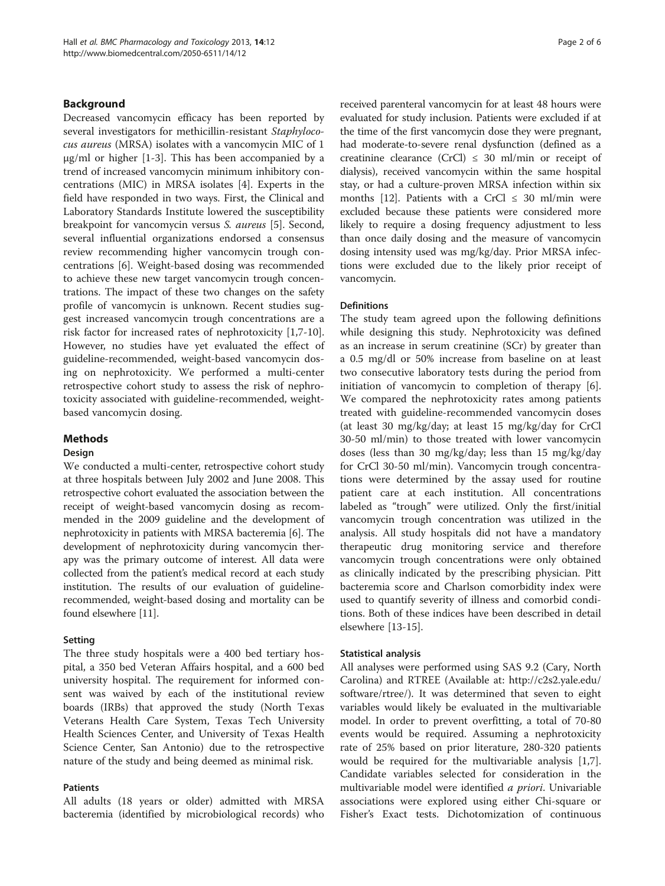## Background

Decreased vancomycin efficacy has been reported by several investigators for methicillin-resistant *Staphylococcus aureus* (MRSA) isolates with a vancomycin MIC of 1 μg/ml or higher [1-3]. This has been accompanied by a trend of increased vancomycin minimum inhibitory concentrations (MIC) in MRSA isolates [4]. Experts in the field have responded in two ways. First, the Clinical and Laboratory Standards Institute lowered the susceptibility breakpoint for vancomycin versus *S. aureus* [5]. Second, several influential organizations endorsed a consensus review recommending higher vancomycin trough concentrations [6]. Weight-based dosing was recommended to achieve these new target vancomycin trough concentrations. The impact of these two changes on the safety profile of vancomycin is unknown. Recent studies suggest increased vancomycin trough concentrations are a risk factor for increased rates of nephrotoxicity [1,7-10]. However, no studies have yet evaluated the effect of guideline-recommended, weight-based vancomycin dosing on nephrotoxicity. We performed a multi-center retrospective cohort study to assess the risk of nephrotoxicity associated with guideline-recommended, weight-based vancomycin dosing.

## Methods

### Design

We conducted a multi-center, retrospective cohort study at three hospitals between July 2002 and June 2008. This retrospective cohort evaluated the association between the receipt of weight-based vancomycin dosing as recommended in the 2009 guideline and the development of nephrotoxicity in patients with MRSA bacteremia [6]. The development of nephrotoxicity during vancomycin therapy was the primary outcome of interest. All data were collected from the patient's medical record at each study institution. The results of our evaluation of guideline-recommended, weight-based dosing and mortality can be found elsewhere [11].

### Setting

The three study hospitals were a 400 bed tertiary hospital, a 350 bed Veteran Affairs hospital, and a 600 bed university hospital. The requirement for informed consent was waived by each of the institutional review boards (IRBs) that approved the study (North Texas Veterans Health Care System, Texas Tech University Health Sciences Center, and University of Texas Health Science Center, San Antonio) due to the retrospective nature of the study and being deemed as minimal risk.

### Patients

All adults (18 years or older) admitted with MRSA bacteremia (identified by microbiological records) who received parenteral vancomycin for at least 48 hours were evaluated for study inclusion. Patients were excluded if at the time of the first vancomycin dose they were pregnant, had moderate-to-severe renal dysfunction (defined as a creatinine clearance (CrCl) ≤ 30 ml/min or receipt of dialysis), received vancomycin within the same hospital stay, or had a culture-proven MRSA infection within six months [12]. Patients with a CrCl ≤ 30 ml/min were excluded because these patients were considered more likely to require a dosing frequency adjustment to less than once daily dosing and the measure of vancomycin dosing intensity used was mg/kg/day. Prior MRSA infections were excluded due to the likely prior receipt of vancomycin.

### Definitions

The study team agreed upon the following definitions while designing this study. Nephrotoxicity was defined as an increase in serum creatinine (SCr) by greater than a 0.5 mg/dl or 50% increase from baseline on at least two consecutive laboratory tests during the period from initiation of vancomycin to completion of therapy [6]. We compared the nephrotoxicity rates among patients treated with guideline-recommended vancomycin doses (at least 30 mg/kg/day; at least 15 mg/kg/day for CrCl 30-50 ml/min) to those treated with lower vancomycin doses (less than 30 mg/kg/day; less than 15 mg/kg/day for CrCl 30-50 ml/min). Vancomycin trough concentrations were determined by the assay used for routine patient care at each institution. All concentrations labeled as "trough" were utilized. Only the first/initial vancomycin trough concentration was utilized in the analysis. All study hospitals did not have a mandatory therapeutic drug monitoring service and therefore vancomycin trough concentrations were only obtained as clinically indicated by the prescribing physician. Pitt bacteremia score and Charlson comorbidity index were used to quantify severity of illness and comorbid conditions. Both of these indices have been described in detail elsewhere [13-15].

### Statistical analysis

All analyses were performed using SAS 9.2 (Cary, North Carolina) and RTREE (Available at: http://c2s2.yale.edu/software/rtree/). It was determined that seven to eight variables would likely be evaluated in the multivariable model. In order to prevent overfitting, a total of 70-80 events would be required. Assuming a nephrotoxicity rate of 25% based on prior literature, 280-320 patients would be required for the multivariable analysis [1,7]. Candidate variables selected for consideration in the multivariable model were identified *a priori*. Univariable associations were explored using either Chi-square or Fisher's Exact tests. Dichotomization of continuous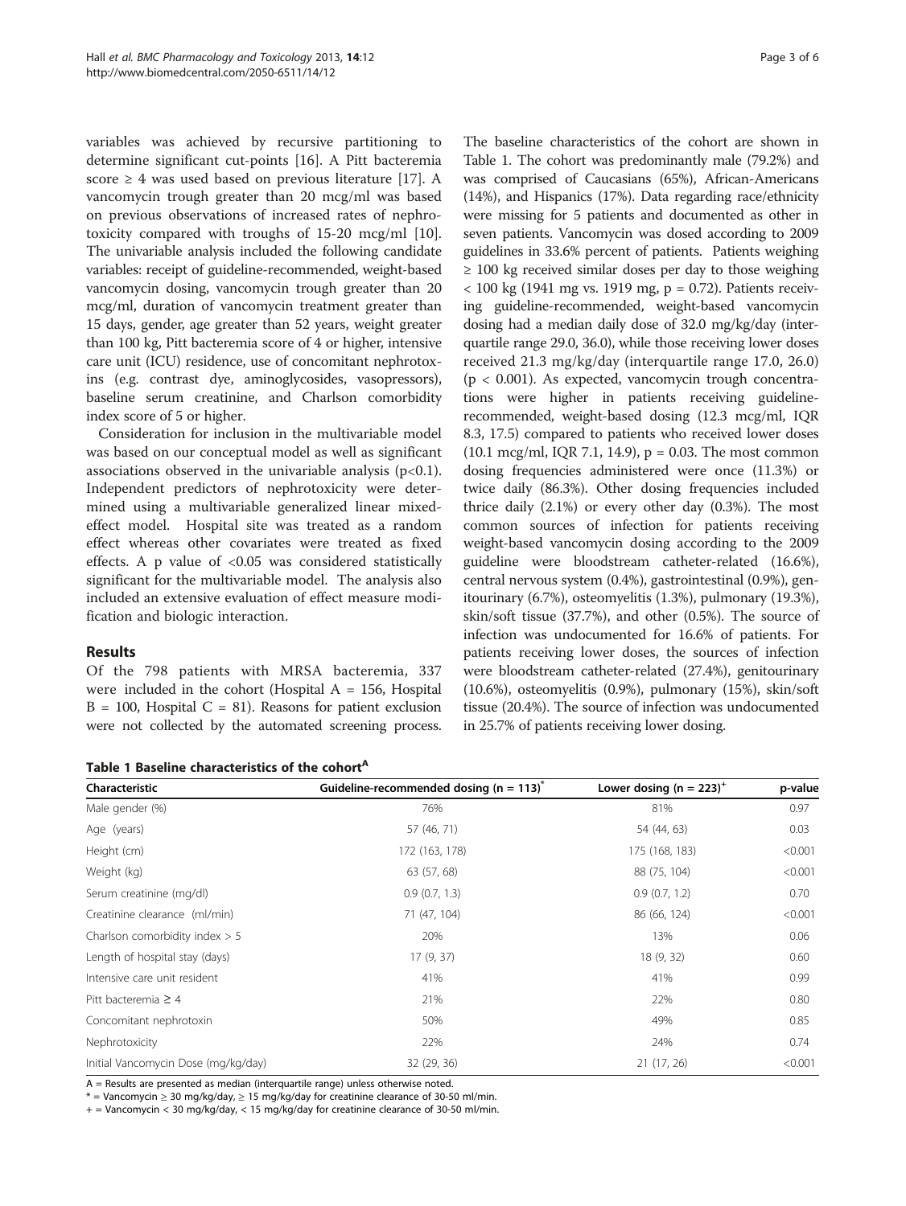variables was achieved by recursive partitioning to determine significant cut-points [16]. A Pitt bacteremia score ≥ 4 was used based on previous literature [17]. A vancomycin trough greater than 20 mcg/ml was based on previous observations of increased rates of nephrotoxicity compared with troughs of 15-20 mcg/ml [10]. The univariable analysis included the following candidate variables: receipt of guideline-recommended, weight-based vancomycin dosing, vancomycin trough greater than 20 mcg/ml, duration of vancomycin treatment greater than 15 days, gender, age greater than 52 years, weight greater than 100 kg, Pitt bacteremia score of 4 or higher, intensive care unit (ICU) residence, use of concomitant nephrotoxins (e.g. contrast dye, aminoglycosides, vasopressors), baseline serum creatinine, and Charlson comorbidity index score of 5 or higher.

Consideration for inclusion in the multivariable model was based on our conceptual model as well as significant associations observed in the univariable analysis ($p<0.1$). Independent predictors of nephrotoxicity were determined using a multivariable generalized linear mixed-effect model. Hospital site was treated as a random effect whereas other covariates were treated as fixed effects. A p value of <0.05 was considered statistically significant for the multivariable model. The analysis also included an extensive evaluation of effect measure modification and biologic interaction.

## Results

Of the 798 patients with MRSA bacteremia, 337 were included in the cohort (Hospital A = 156, Hospital B = 100, Hospital C = 81). Reasons for patient exclusion were not collected by the automated screening process. The baseline characteristics of the cohort are shown in Table 1. The cohort was predominantly male (79.2%) and was comprised of Caucasians (65%), African-Americans (14%), and Hispanics (17%). Data regarding race/ethnicity were missing for 5 patients and documented as other in seven patients. Vancomycin was dosed according to 2009 guidelines in 33.6% percent of patients. Patients weighing ≥ 100 kg received similar doses per day to those weighing < 100 kg (1941 mg vs. 1919 mg, p = 0.72). Patients receiving guideline-recommended, weight-based vancomycin dosing had a median daily dose of 32.0 mg/kg/day (interquartile range 29.0, 36.0), while those receiving lower doses received 21.3 mg/kg/day (interquartile range 17.0, 26.0) (p < 0.001). As expected, vancomycin trough concentrations were higher in patients receiving guideline-recommended, weight-based dosing (12.3 mcg/ml, IQR 8.3, 17.5) compared to patients who received lower doses (10.1 mcg/ml, IQR 7.1, 14.9), p = 0.03. The most common dosing frequencies administered were once (11.3%) or twice daily (86.3%). Other dosing frequencies included thrice daily (2.1%) or every other day (0.3%). The most common sources of infection for patients receiving weight-based vancomycin dosing according to the 2009 guideline were bloodstream catheter-related (16.6%), central nervous system (0.4%), gastrointestinal (0.9%), genitourinary (6.7%), osteomyelitis (1.3%), pulmonary (19.3%), skin/soft tissue (37.7%), and other (0.5%). The source of infection was undocumented for 16.6% of patients. For patients receiving lower doses, the sources of infection were bloodstream catheter-related (27.4%), genitourinary (10.6%), osteomyelitis (0.9%), pulmonary (15%), skin/soft tissue (20.4%). The source of infection was undocumented in 25.7% of patients receiving lower dosing.

**Table 1 Baseline characteristics of the cohort[A]**

| Characteristic | Guideline-recommended dosing (n = 113)* | Lower dosing (n = 223)+ | p-value |
|---|---|---|---|
| Male gender (%) | 76% | 81% | 0.97 |
| Age (years) | 57 (46, 71) | 54 (44, 63) | 0.03 |
| Height (cm) | 172 (163, 178) | 175 (168, 183) | <0.001 |
| Weight (kg) | 63 (57, 68) | 88 (75, 104) | <0.001 |
| Serum creatinine (mg/dl) | 0.9 (0.7, 1.3) | 0.9 (0.7, 1.2) | 0.70 |
| Creatinine clearance (ml/min) | 71 (47, 104) | 86 (66, 124) | <0.001 |
| Charlson comorbidity index > 5 | 20% | 13% | 0.06 |
| Length of hospital stay (days) | 17 (9, 37) | 18 (9, 32) | 0.60 |
| Intensive care unit resident | 41% | 41% | 0.99 |
| Pitt bacteremia ≥ 4 | 21% | 22% | 0.80 |
| Concomitant nephrotoxin | 50% | 49% | 0.85 |
| Nephrotoxicity | 22% | 24% | 0.74 |
| Initial Vancomycin Dose (mg/kg/day) | 32 (29, 36) | 21 (17, 26) | <0.001 |

A = Results are presented as median (interquartile range) unless otherwise noted.

* = Vancomycin ≥ 30 mg/kg/day, ≥ 15 mg/kg/day for creatinine clearance of 30-50 ml/min.

+ = Vancomycin < 30 mg/kg/day, < 15 mg/kg/day for creatinine clearance of 30-50 ml/min.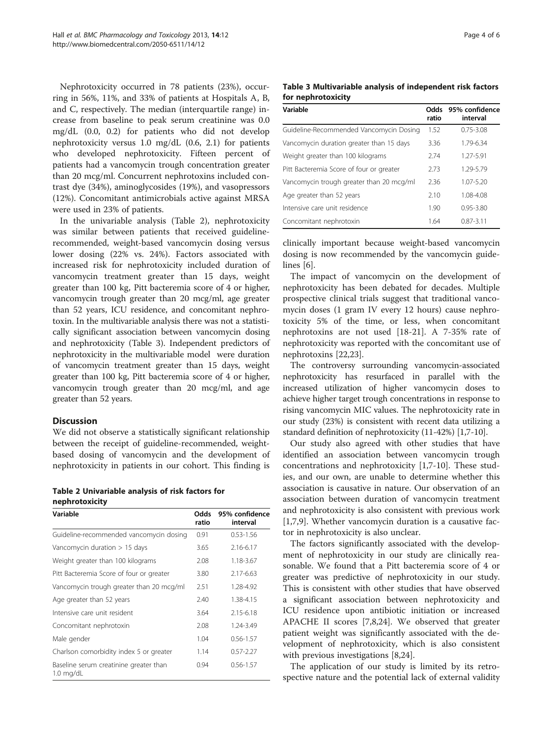Nephrotoxicity occurred in 78 patients (23%), occurring in 56%, 11%, and 33% of patients at Hospitals A, B, and C, respectively. The median (interquartile range) increase from baseline to peak serum creatinine was 0.0 mg/dL (0.0, 0.2) for patients who did not develop nephrotoxicity versus 1.0 mg/dL (0.6, 2.1) for patients who developed nephrotoxicity. Fifteen percent of patients had a vancomycin trough concentration greater than 20 mcg/ml. Concurrent nephrotoxins included contrast dye (34%), aminoglycosides (19%), and vasopressors (12%). Concomitant antimicrobials active against MRSA were used in 23% of patients.

In the univariable analysis (Table 2), nephrotoxicity was similar between patients that received guideline-recommended, weight-based vancomycin dosing versus lower dosing (22% vs. 24%). Factors associated with increased risk for nephrotoxicity included duration of vancomycin treatment greater than 15 days, weight greater than 100 kg, Pitt bacteremia score of 4 or higher, vancomycin trough greater than 20 mcg/ml, age greater than 52 years, ICU residence, and concomitant nephrotoxin. In the multivariable analysis there was not a statistically significant association between vancomycin dosing and nephrotoxicity (Table 3). Independent predictors of nephrotoxicity in the multivariable model were duration of vancomycin treatment greater than 15 days, weight greater than 100 kg, Pitt bacteremia score of 4 or higher, vancomycin trough greater than 20 mcg/ml, and age greater than 52 years.

## Discussion

We did not observe a statistically significant relationship between the receipt of guideline-recommended, weight-based dosing of vancomycin and the development of nephrotoxicity in patients in our cohort. This finding is clinically important because weight-based vancomycin dosing is now recommended by the vancomycin guidelines [6].

**Table 2 Univariable analysis of risk factors for nephrotoxicity**

| Variable | Odds ratio | 95% confidence interval |
|---|---|---|
| Guideline-recommended vancomycin dosing | 0.91 | 0.53-1.56 |
| Vancomycin duration > 15 days | 3.65 | 2.16-6.17 |
| Weight greater than 100 kilograms | 2.08 | 1.18-3.67 |
| Pitt Bacteremia Score of four or greater | 3.80 | 2.17-6.63 |
| Vancomycin trough greater than 20 mcg/ml | 2.51 | 1.28-4.92 |
| Age greater than 52 years | 2.40 | 1.38-4.15 |
| Intensive care unit resident | 3.64 | 2.15-6.18 |
| Concomitant nephrotoxin | 2.08 | 1.24-3.49 |
| Male gender | 1.04 | 0.56-1.57 |
| Charlson comorbidity index 5 or greater | 1.14 | 0.57-2.27 |
| Baseline serum creatinine greater than 1.0 mg/dL | 0.94 | 0.56-1.57 |

**Table 3 Multivariable analysis of independent risk factors for nephrotoxicity**

| Variable | Odds ratio | 95% confidence interval |
|---|---|---|
| Guideline-Recommended Vancomycin Dosing | 1.52 | 0.75-3.08 |
| Vancomycin duration greater than 15 days | 3.36 | 1.79-6.34 |
| Weight greater than 100 kilograms | 2.74 | 1.27-5.91 |
| Pitt Bacteremia Score of four or greater | 2.73 | 1.29-5.79 |
| Vancomycin trough greater than 20 mcg/ml | 2.36 | 1.07-5.20 |
| Age greater than 52 years | 2.10 | 1.08-4.08 |
| Intensive care unit residence | 1.90 | 0.95-3.80 |
| Concomitant nephrotoxin | 1.64 | 0.87-3.11 |

The impact of vancomycin on the development of nephrotoxicity has been debated for decades. Multiple prospective clinical trials suggest that traditional vancomycin doses (1 gram IV every 12 hours) cause nephrotoxicity 5% of the time, or less, when concomitant nephrotoxins are not used [18-21]. A 7-35% rate of nephrotoxicity was reported with the concomitant use of nephrotoxins [22,23].

The controversy surrounding vancomycin-associated nephrotoxicity has resurfaced in parallel with the increased utilization of higher vancomycin doses to achieve higher target trough concentrations in response to rising vancomycin MIC values. The nephrotoxicity rate in our study (23%) is consistent with recent data utilizing a standard definition of nephrotoxicity (11-42%) [1,7-10].

Our study also agreed with other studies that have identified an association between vancomycin trough concentrations and nephrotoxicity [1,7-10]. These studies, and our own, are unable to determine whether this association is causative in nature. Our observation of an association between duration of vancomycin treatment and nephrotoxicity is also consistent with previous work [1,7,9]. Whether vancomycin duration is a causative factor in nephrotoxicity is also unclear.

The factors significantly associated with the development of nephrotoxicity in our study are clinically reasonable. We found that a Pitt bacteremia score of 4 or greater was predictive of nephrotoxicity in our study. This is consistent with other studies that have observed a significant association between nephrotoxicity and ICU residence upon antibiotic initiation or increased APACHE II scores [7,8,24]. We observed that greater patient weight was significantly associated with the development of nephrotoxicity, which is also consistent with previous investigations [8,24].

The application of our study is limited by its retrospective nature and the potential lack of external validity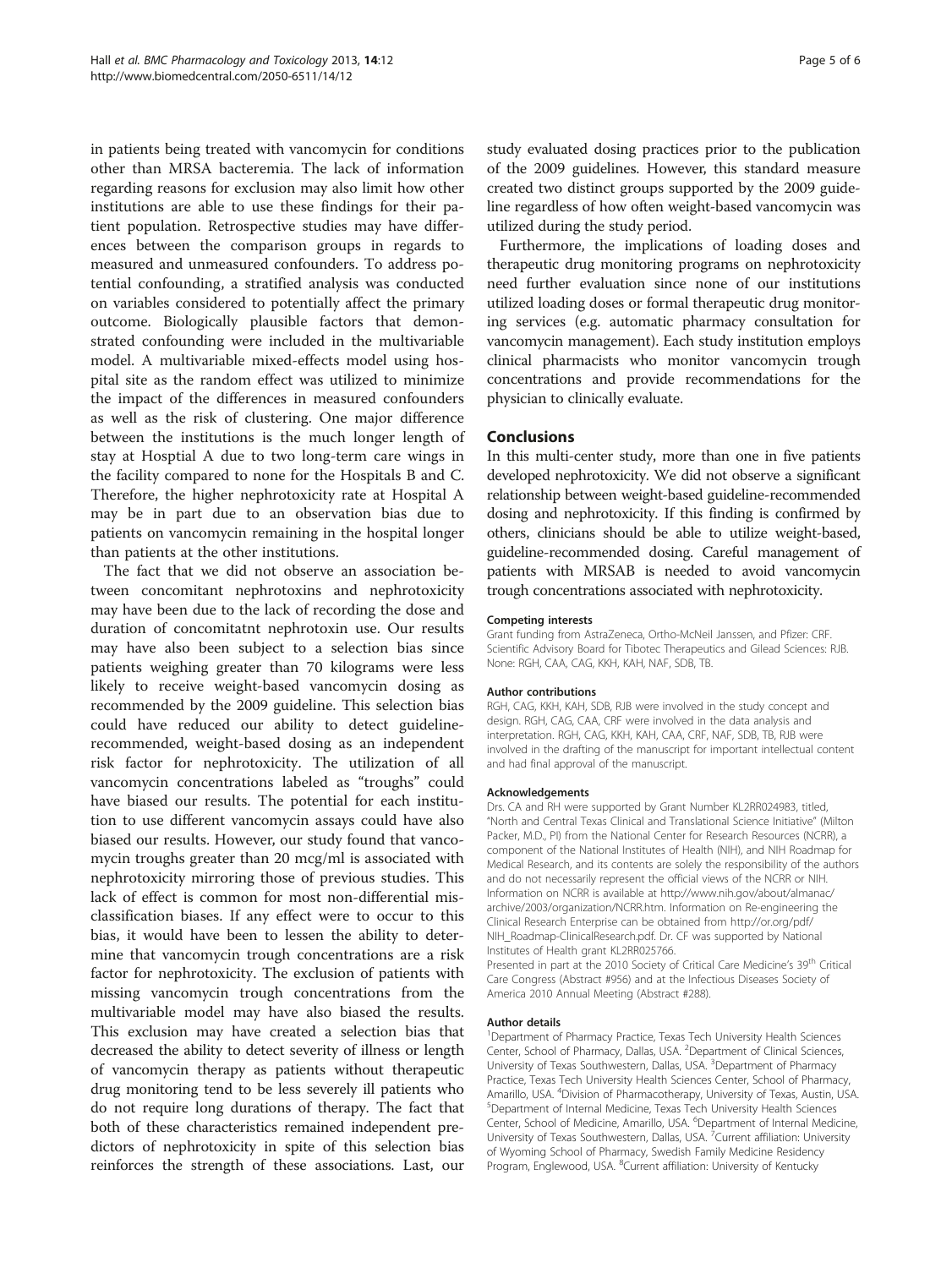in patients being treated with vancomycin for conditions other than MRSA bacteremia. The lack of information regarding reasons for exclusion may also limit how other institutions are able to use these findings for their patient population. Retrospective studies may have differences between the comparison groups in regards to measured and unmeasured confounders. To address potential confounding, a stratified analysis was conducted on variables considered to potentially affect the primary outcome. Biologically plausible factors that demonstrated confounding were included in the multivariable model. A multivariable mixed-effects model using hospital site as the random effect was utilized to minimize the impact of the differences in measured confounders as well as the risk of clustering. One major difference between the institutions is the much longer length of stay at Hosptial A due to two long-term care wings in the facility compared to none for the Hospitals B and C. Therefore, the higher nephrotoxicity rate at Hospital A may be in part due to an observation bias due to patients on vancomycin remaining in the hospital longer than patients at the other institutions.

The fact that we did not observe an association between concomitant nephrotoxins and nephrotoxicity may have been due to the lack of recording the dose and duration of concomitatnt nephrotoxin use. Our results may have also been subject to a selection bias since patients weighing greater than 70 kilograms were less likely to receive weight-based vancomycin dosing as recommended by the 2009 guideline. This selection bias could have reduced our ability to detect guideline-recommended, weight-based dosing as an independent risk factor for nephrotoxicity. The utilization of all vancomycin concentrations labeled as "troughs" could have biased our results. The potential for each institution to use different vancomycin assays could have also biased our results. However, our study found that vancomycin troughs greater than 20 mcg/ml is associated with nephrotoxicity mirroring those of previous studies. This lack of effect is common for most non-differential misclassification biases. If any effect were to occur to this bias, it would have been to lessen the ability to determine that vancomycin trough concentrations are a risk factor for nephrotoxicity. The exclusion of patients with missing vancomycin trough concentrations from the multivariable model may have also biased the results. This exclusion may have created a selection bias that decreased the ability to detect severity of illness or length of vancomycin therapy as patients without therapeutic drug monitoring tend to be less severely ill patients who do not require long durations of therapy. The fact that both of these characteristics remained independent predictors of nephrotoxicity in spite of this selection bias reinforces the strength of these associations. Last, our study evaluated dosing practices prior to the publication of the 2009 guidelines. However, this standard measure created two distinct groups supported by the 2009 guideline regardless of how often weight-based vancomycin was utilized during the study period.

Furthermore, the implications of loading doses and therapeutic drug monitoring programs on nephrotoxicity need further evaluation since none of our institutions utilized loading doses or formal therapeutic drug monitoring services (e.g. automatic pharmacy consultation for vancomycin management). Each study institution employs clinical pharmacists who monitor vancomycin trough concentrations and provide recommendations for the physician to clinically evaluate.

## Conclusions

In this multi-center study, more than one in five patients developed nephrotoxicity. We did not observe a significant relationship between weight-based guideline-recommended dosing and nephrotoxicity. If this finding is confirmed by others, clinicians should be able to utilize weight-based, guideline-recommended dosing. Careful management of patients with MRSAB is needed to avoid vancomycin trough concentrations associated with nephrotoxicity.

#### Competing interests

Grant funding from AstraZeneca, Ortho-McNeil Janssen, and Pfizer: CRF. Scientific Advisory Board for Tibotec Therapeutics and Gilead Sciences: RJB. None: RGH, CAA, CAG, KKH, KAH, NAF, SDB, TB.

#### Author contributions

RGH, CAG, KKH, KAH, SDB, RJB were involved in the study concept and design. RGH, CAG, CAA, CRF were involved in the data analysis and interpretation. RGH, CAG, KKH, KAH, CAA, CRF, NAF, SDB, TB, RJB were involved in the drafting of the manuscript for important intellectual content and had final approval of the manuscript.

#### Acknowledgements

Drs. CA and RH were supported by Grant Number KL2RR024983, titled, "North and Central Texas Clinical and Translational Science Initiative" (Milton Packer, M.D., PI) from the National Center for Research Resources (NCRR), a component of the National Institutes of Health (NIH), and NIH Roadmap for Medical Research, and its contents are solely the responsibility of the authors and do not necessarily represent the official views of the NCRR or NIH. Information on NCRR is available at http://www.nih.gov/about/almanac/archive/2003/organization/NCRR.htm. Information on Re-engineering the Clinical Research Enterprise can be obtained from http://or.org/pdf/NIH_Roadmap-ClinicalResearch.pdf. Dr. CF was supported by National Institutes of Health grant KL2RR025766.

Presented in part at the 2010 Society of Critical Care Medicine's 39th Critical Care Congress (Abstract #956) and at the Infectious Diseases Society of America 2010 Annual Meeting (Abstract #288).

#### Author details

[1]Department of Pharmacy Practice, Texas Tech University Health Sciences Center, School of Pharmacy, Dallas, USA. [2]Department of Clinical Sciences, University of Texas Southwestern, Dallas, USA. [3]Department of Pharmacy Practice, Texas Tech University Health Sciences Center, School of Pharmacy, Amarillo, USA. [4]Division of Pharmacotherapy, University of Texas, Austin, USA. [5]Department of Internal Medicine, Texas Tech University Health Sciences Center, School of Medicine, Amarillo, USA. [6]Department of Internal Medicine, University of Texas Southwestern, Dallas, USA. [7]Current affiliation: University of Wyoming School of Pharmacy, Swedish Family Medicine Residency Program, Englewood, USA. [8]Current affiliation: University of Kentucky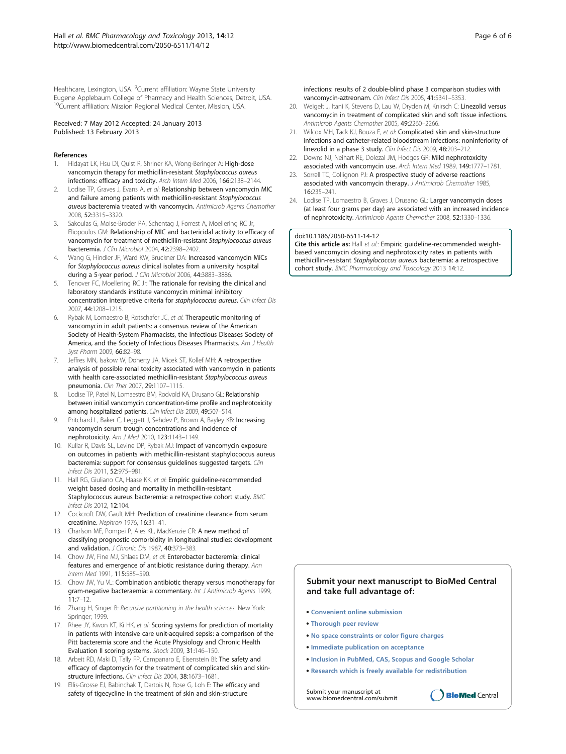Healthcare, Lexington, USA. [9]Current affiliation: Wayne State University Eugene Applebaum College of Pharmacy and Health Sciences, Detroit, USA. [10]Current affiliation: Mission Regional Medical Center, Mission, USA.

Received: 7 May 2012 Accepted: 24 January 2013
Published: 13 February 2013

## References

1. Hidayat LK, Hsu DI, Quist R, Shriner KA, Wong-Beringer A: **High-dose vancomycin therapy for methicillin-resistant *Staphylococcus aureus* infections: efficacy and toxicity.** *Arch Intern Med* 2006, **166**:2138–2144.
2. Lodise TP, Graves J, Evans A, *et al*: **Relationship between vancomycin MIC and failure among patients with methicillin-resistant *Staphylococcus aureus* bacteremia treated with vancomycin.** *Antimicrob Agents Chemother* 2008, **52**:3315–3320.
3. Sakoulas G, Moise-Broder PA, Schentag J, Forrest A, Moellering RC Jr, Eliopoulos GM: **Relationship of MIC and bactericidal activity to efficacy of vancomycin for treatment of methicillin-resistant *Staphylococcus aureus* bacteremia.** *J Clin Microbiol* 2004, **42**:2398–2402.
4. Wang G, Hindler JF, Ward KW, Bruckner DA: **Increased vancomycin MICs for *Staphylococcus aureus* clinical isolates from a university hospital during a 5-year period.** *J Clin Microbiol* 2006, **44**:3883–3886.
5. Tenover FC, Moellering RC Jr: **The rationale for revising the clinical and laboratory standards institute vancomycin minimal inhibitory concentration interpretive criteria for *staphylococcus aureus*.** *Clin Infect Dis* 2007, **44**:1208–1215.
6. Rybak M, Lomaestro B, Rotschafer JC, *et al*: **Therapeutic monitoring of vancomycin in adult patients: a consensus review of the American Society of Health-System Pharmacists, the Infectious Diseases Society of America, and the Society of Infectious Diseases Pharmacists.** *Am J Health Syst Pharm* 2009, **66**:82–98.
7. Jeffres MN, Isakow W, Doherty JA, Micek ST, Kollef MH: **A retrospective analysis of possible renal toxicity associated with vancomycin in patients with health care-associated methicillin-resistant *Staphylococcus aureus* pneumonia.** *Clin Ther* 2007, **29**:1107–1115.
8. Lodise TP, Patel N, Lomaestro BM, Rodvold KA, Drusano GL: **Relationship between initial vancomycin concentration-time profile and nephrotoxicity among hospitalized patients.** *Clin Infect Dis* 2009, **49**:507–514.
9. Pritchard L, Baker C, Leggett J, Sehdev P, Brown A, Bayley KB: **Increasing vancomycin serum trough concentrations and incidence of nephrotoxicity.** *Am J Med* 2010, **123**:1143–1149.
10. Kullar R, Davis SL, Levine DP, Rybak MJ: **Impact of vancomycin exposure on outcomes in patients with methicillin-resistant staphylococcus aureus bacteremia: support for consensus guidelines suggested targets.** *Clin Infect Dis* 2011, **52**:975–981.
11. Hall RG, Giuliano CA, Haase KK, *et al*: **Empiric guideline-recommended weight based dosing and mortality in methcillin-resistant Staphylococcus aureus bacteremia: a retrospective cohort study.** *BMC Infect Dis* 2012, **12**:104.
12. Cockcroft DW, Gault MH: **Prediction of creatinine clearance from serum creatinine.** *Nephron* 1976, **16**:31–41.
13. Charlson ME, Pompei P, Ales KL, MacKenzie CR: **A new method of classifying prognostic comorbidity in longitudinal studies: development and validation.** *J Chronic Dis* 1987, **40**:373–383.
14. Chow JW, Fine MJ, Shlaes DM, *et al*: **Enterobacter bacteremia: clinical features and emergence of antibiotic resistance during therapy.** *Ann Intern Med* 1991, **115**:585–590.
15. Chow JW, Yu VL: **Combination antibiotic therapy versus monotherapy for gram-negative bacteraemia: a commentary.** *Int J Antimicrob Agents* 1999, **11**:7–12.
16. Zhang H, Singer B: *Recursive partitioning in the health sciences.* New York: Springer; 1999.
17. Rhee JY, Kwon KT, Ki HK, *et al*: **Scoring systems for prediction of mortality in patients with intensive care unit-acquired sepsis: a comparison of the Pitt bacteremia score and the Acute Physiology and Chronic Health Evaluation II scoring systems.** *Shock* 2009, **31**:146–150.
18. Arbeit RD, Maki D, Tally FP, Campanaro E, Eisenstein BI: **The safety and efficacy of daptomycin for the treatment of complicated skin and skin-structure infections.** *Clin Infect Dis* 2004, **38**:1673–1681.
19. Ellis-Grosse EJ, Babinchak T, Dartois N, Rose G, Loh E: **The efficacy and safety of tigecycline in the treatment of skin and skin-structure infections: results of 2 double-blind phase 3 comparison studies with vancomycin-aztreonam.** *Clin Infect Dis* 2005, **41**:S341–S353.
20. Weigelt J, Itani K, Stevens D, Lau W, Dryden M, Knirsch C: **Linezolid versus vancomycin in treatment of complicated skin and soft tissue infections.** *Antimicrob Agents Chemother* 2005, **49**:2260–2266.
21. Wilcox MH, Tack KJ, Bouza E, *et al*: **Complicated skin and skin-structure infections and catheter-related bloodstream infections: noninferiority of linezolid in a phase 3 study.** *Clin Infect Dis* 2009, **48**:203–212.
22. Downs NJ, Neihart RE, Dolezal JM, Hodges GR: **Mild nephrotoxicity associated with vancomycin use.** *Arch Intern Med* 1989, **149**:1777–1781.
23. Sorrell TC, Collignon PJ: **A prospective study of adverse reactions associated with vancomycin therapy.** *J Antimicrob Chemother* 1985, **16**:235–241.
24. Lodise TP, Lomaestro B, Graves J, Drusano GL: **Larger vancomycin doses (at least four grams per day) are associated with an increased incidence of nephrotoxicity.** *Antimicrob Agents Chemother* 2008, **52**:1330–1336.

doi:10.1186/2050-6511-14-12
**Cite this article as:** Hall *et al.*: Empiric guideline-recommended weight-based vancomycin dosing and nephrotoxicity rates in patients with methicillin-resistant *Staphylococcus aureus* bacteremia: a retrospective cohort study. *BMC Pharmacology and Toxicology* 2013 **14**:12.

**Submit your next manuscript to BioMed Central and take full advantage of:**

- **Convenient online submission**
- **Thorough peer review**
- **No space constraints or color figure charges**
- **Immediate publication on acceptance**
- **Inclusion in PubMed, CAS, Scopus and Google Scholar**
- **Research which is freely available for redistribution**

Submit your manuscript at
www.biomedcentral.com/submit

BioMed Central